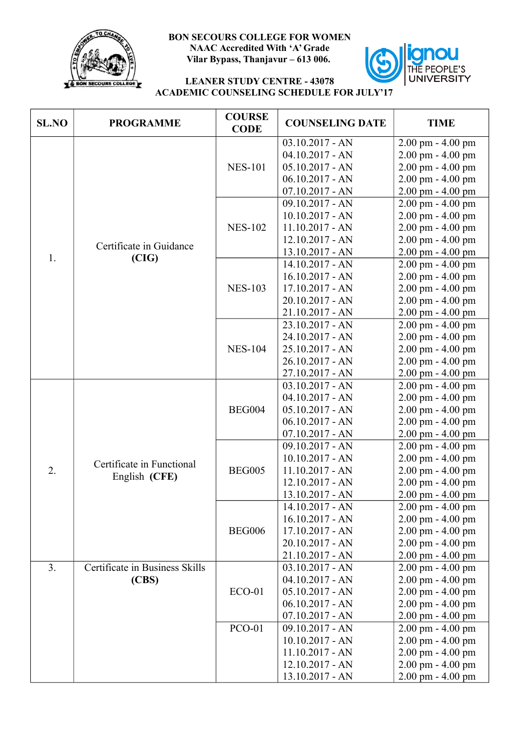**BON SECOURS COLLEGE FOR WOMEN**
**NAAC Accredited With 'A' Grade**
**Vilar Bypass, Thanjavur – 613 006.**

**LEANER STUDY CENTRE - 43078**
**ACADEMIC COUNSELING SCHEDULE FOR JULY'17**

| SL.NO | PROGRAMME | COURSE CODE | COUNSELING DATE | TIME |
|---|---|---|---|---|
| 1. | Certificate in Guidance **(CIG)** | NES-101 | 03.10.2017 - AN | 2.00 pm - 4.00 pm |
| | | | 04.10.2017 - AN | 2.00 pm - 4.00 pm |
| | | | 05.10.2017 - AN | 2.00 pm - 4.00 pm |
| | | | 06.10.2017 - AN | 2.00 pm - 4.00 pm |
| | | | 07.10.2017 - AN | 2.00 pm - 4.00 pm |
| | | NES-102 | 09.10.2017 - AN | 2.00 pm - 4.00 pm |
| | | | 10.10.2017 - AN | 2.00 pm - 4.00 pm |
| | | | 11.10.2017 - AN | 2.00 pm - 4.00 pm |
| | | | 12.10.2017 - AN | 2.00 pm - 4.00 pm |
| | | | 13.10.2017 - AN | 2.00 pm - 4.00 pm |
| | | NES-103 | 14.10.2017 - AN | 2.00 pm - 4.00 pm |
| | | | 16.10.2017 - AN | 2.00 pm - 4.00 pm |
| | | | 17.10.2017 - AN | 2.00 pm - 4.00 pm |
| | | | 20.10.2017 - AN | 2.00 pm - 4.00 pm |
| | | | 21.10.2017 - AN | 2.00 pm - 4.00 pm |
| | | NES-104 | 23.10.2017 - AN | 2.00 pm - 4.00 pm |
| | | | 24.10.2017 - AN | 2.00 pm - 4.00 pm |
| | | | 25.10.2017 - AN | 2.00 pm - 4.00 pm |
| | | | 26.10.2017 - AN | 2.00 pm - 4.00 pm |
| | | | 27.10.2017 - AN | 2.00 pm - 4.00 pm |
| 2. | Certificate in Functional English **(CFE)** | BEG004 | 03.10.2017 - AN | 2.00 pm - 4.00 pm |
| | | | 04.10.2017 - AN | 2.00 pm - 4.00 pm |
| | | | 05.10.2017 - AN | 2.00 pm - 4.00 pm |
| | | | 06.10.2017 - AN | 2.00 pm - 4.00 pm |
| | | | 07.10.2017 - AN | 2.00 pm - 4.00 pm |
| | | BEG005 | 09.10.2017 - AN | 2.00 pm - 4.00 pm |
| | | | 10.10.2017 - AN | 2.00 pm - 4.00 pm |
| | | | 11.10.2017 - AN | 2.00 pm - 4.00 pm |
| | | | 12.10.2017 - AN | 2.00 pm - 4.00 pm |
| | | | 13.10.2017 - AN | 2.00 pm - 4.00 pm |
| | | BEG006 | 14.10.2017 - AN | 2.00 pm - 4.00 pm |
| | | | 16.10.2017 - AN | 2.00 pm - 4.00 pm |
| | | | 17.10.2017 - AN | 2.00 pm - 4.00 pm |
| | | | 20.10.2017 - AN | 2.00 pm - 4.00 pm |
| | | | 21.10.2017 - AN | 2.00 pm - 4.00 pm |
| 3. | Certificate in Business Skills **(CBS)** | ECO-01 | 03.10.2017 - AN | 2.00 pm - 4.00 pm |
| | | | 04.10.2017 - AN | 2.00 pm - 4.00 pm |
| | | | 05.10.2017 - AN | 2.00 pm - 4.00 pm |
| | | | 06.10.2017 - AN | 2.00 pm - 4.00 pm |
| | | | 07.10.2017 - AN | 2.00 pm - 4.00 pm |
| | | PCO-01 | 09.10.2017 - AN | 2.00 pm - 4.00 pm |
| | | | 10.10.2017 - AN | 2.00 pm - 4.00 pm |
| | | | 11.10.2017 - AN | 2.00 pm - 4.00 pm |
| | | | 12.10.2017 - AN | 2.00 pm - 4.00 pm |
| | | | 13.10.2017 - AN | 2.00 pm - 4.00 pm |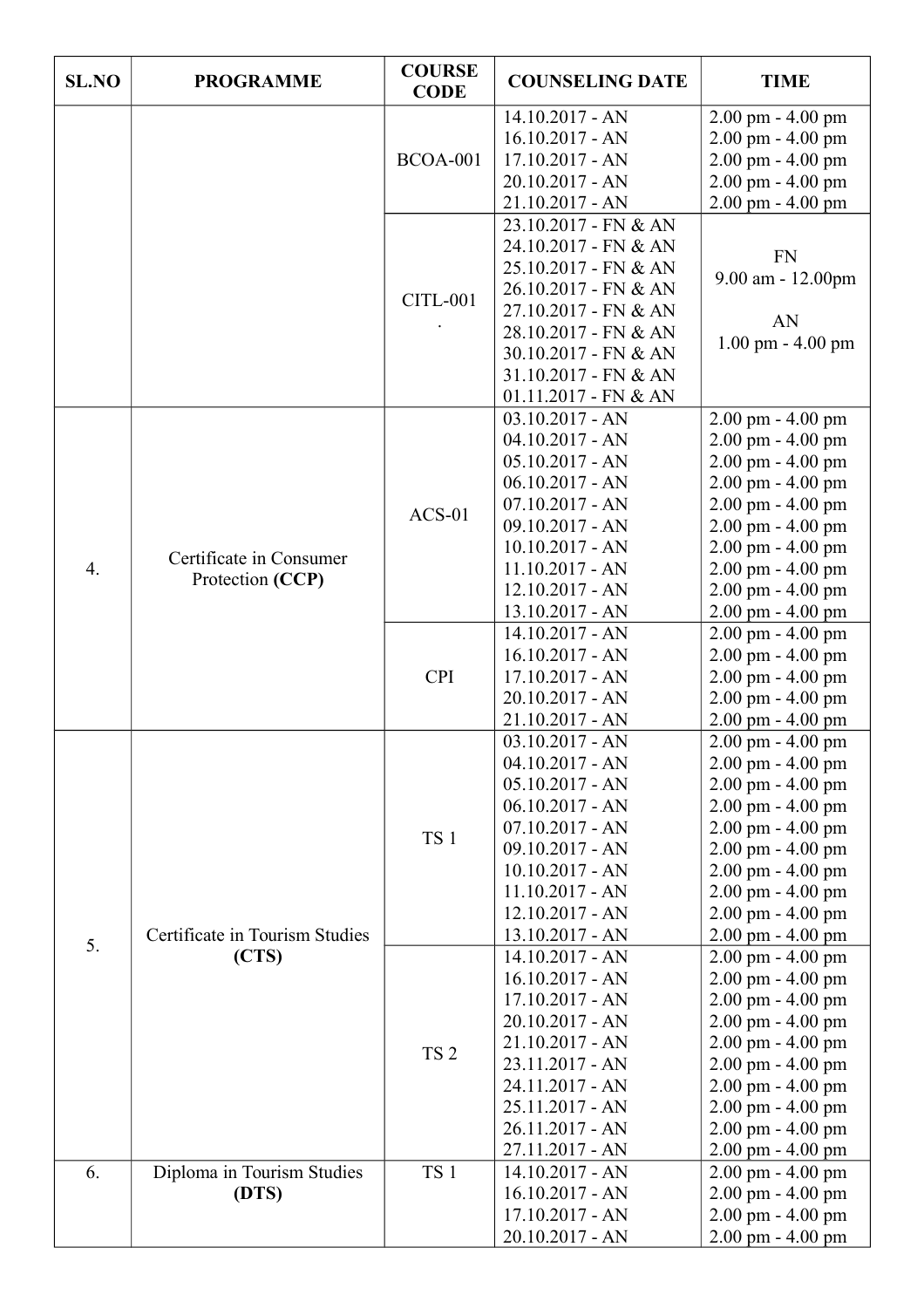| SL.NO | PROGRAMME | COURSE CODE | COUNSELING DATE | TIME |
|---|---|---|---|---|
| | | BCOA-001 | 14.10.2017 - AN | 2.00 pm - 4.00 pm |
| | | | 16.10.2017 - AN | 2.00 pm - 4.00 pm |
| | | | 17.10.2017 - AN | 2.00 pm - 4.00 pm |
| | | | 20.10.2017 - AN | 2.00 pm - 4.00 pm |
| | | | 21.10.2017 - AN | 2.00 pm - 4.00 pm |
| | | CITL-001 . | 23.10.2017 - FN & AN | FN 9.00 am - 12.00pm AN 1.00 pm - 4.00 pm |
| | | | 24.10.2017 - FN & AN | |
| | | | 25.10.2017 - FN & AN | |
| | | | 26.10.2017 - FN & AN | |
| | | | 27.10.2017 - FN & AN | |
| | | | 28.10.2017 - FN & AN | |
| | | | 30.10.2017 - FN & AN | |
| | | | 31.10.2017 - FN & AN | |
| | | | 01.11.2017 - FN & AN | |
| 4. | Certificate in Consumer Protection **(CCP)** | ACS-01 | 03.10.2017 - AN | 2.00 pm - 4.00 pm |
| | | | 04.10.2017 - AN | 2.00 pm - 4.00 pm |
| | | | 05.10.2017 - AN | 2.00 pm - 4.00 pm |
| | | | 06.10.2017 - AN | 2.00 pm - 4.00 pm |
| | | | 07.10.2017 - AN | 2.00 pm - 4.00 pm |
| | | | 09.10.2017 - AN | 2.00 pm - 4.00 pm |
| | | | 10.10.2017 - AN | 2.00 pm - 4.00 pm |
| | | | 11.10.2017 - AN | 2.00 pm - 4.00 pm |
| | | | 12.10.2017 - AN | 2.00 pm - 4.00 pm |
| | | | 13.10.2017 - AN | 2.00 pm - 4.00 pm |
| | | CPI | 14.10.2017 - AN | 2.00 pm - 4.00 pm |
| | | | 16.10.2017 - AN | 2.00 pm - 4.00 pm |
| | | | 17.10.2017 - AN | 2.00 pm - 4.00 pm |
| | | | 20.10.2017 - AN | 2.00 pm - 4.00 pm |
| | | | 21.10.2017 - AN | 2.00 pm - 4.00 pm |
| 5. | Certificate in Tourism Studies **(CTS)** | TS 1 | 03.10.2017 - AN | 2.00 pm - 4.00 pm |
| | | | 04.10.2017 - AN | 2.00 pm - 4.00 pm |
| | | | 05.10.2017 - AN | 2.00 pm - 4.00 pm |
| | | | 06.10.2017 - AN | 2.00 pm - 4.00 pm |
| | | | 07.10.2017 - AN | 2.00 pm - 4.00 pm |
| | | | 09.10.2017 - AN | 2.00 pm - 4.00 pm |
| | | | 10.10.2017 - AN | 2.00 pm - 4.00 pm |
| | | | 11.10.2017 - AN | 2.00 pm - 4.00 pm |
| | | | 12.10.2017 - AN | 2.00 pm - 4.00 pm |
| | | | 13.10.2017 - AN | 2.00 pm - 4.00 pm |
| | | TS 2 | 14.10.2017 - AN | 2.00 pm - 4.00 pm |
| | | | 16.10.2017 - AN | 2.00 pm - 4.00 pm |
| | | | 17.10.2017 - AN | 2.00 pm - 4.00 pm |
| | | | 20.10.2017 - AN | 2.00 pm - 4.00 pm |
| | | | 21.10.2017 - AN | 2.00 pm - 4.00 pm |
| | | | 23.11.2017 - AN | 2.00 pm - 4.00 pm |
| | | | 24.11.2017 - AN | 2.00 pm - 4.00 pm |
| | | | 25.11.2017 - AN | 2.00 pm - 4.00 pm |
| | | | 26.11.2017 - AN | 2.00 pm - 4.00 pm |
| | | | 27.11.2017 - AN | 2.00 pm - 4.00 pm |
| 6. | Diploma in Tourism Studies **(DTS)** | TS 1 | 14.10.2017 - AN | 2.00 pm - 4.00 pm |
| | | | 16.10.2017 - AN | 2.00 pm - 4.00 pm |
| | | | 17.10.2017 - AN | 2.00 pm - 4.00 pm |
| | | | 20.10.2017 - AN | 2.00 pm - 4.00 pm |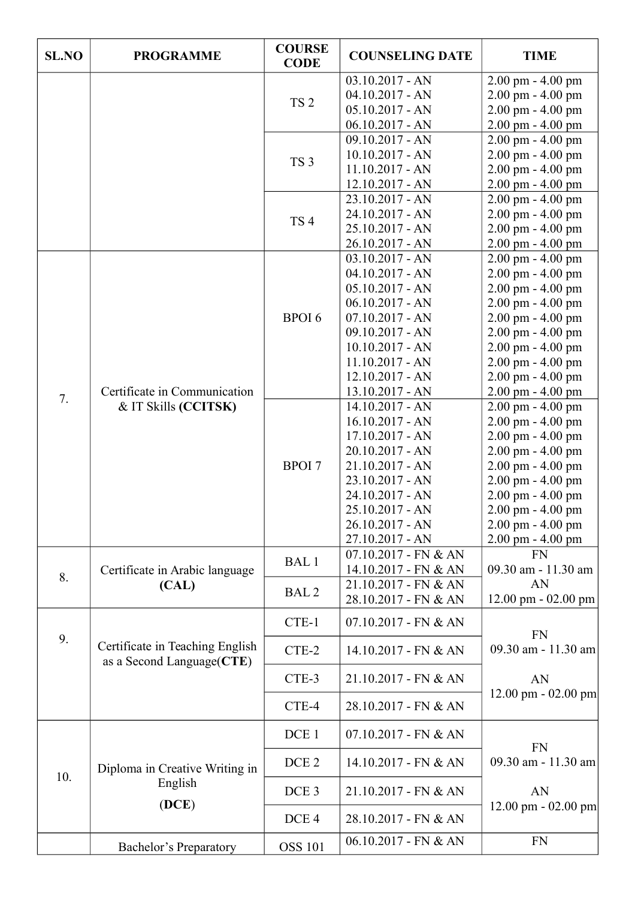| SL.NO | PROGRAMME | COURSE CODE | COUNSELING DATE | TIME |
| --- | --- | --- | --- | --- |
| | | TS 2 | 03.10.2017 - AN<br>04.10.2017 - AN<br>05.10.2017 - AN<br>06.10.2017 - AN | 2.00 pm - 4.00 pm<br>2.00 pm - 4.00 pm<br>2.00 pm - 4.00 pm<br>2.00 pm - 4.00 pm |
| | | TS 3 | 09.10.2017 - AN<br>10.10.2017 - AN<br>11.10.2017 - AN<br>12.10.2017 - AN | 2.00 pm - 4.00 pm<br>2.00 pm - 4.00 pm<br>2.00 pm - 4.00 pm<br>2.00 pm - 4.00 pm |
| | | TS 4 | 23.10.2017 - AN<br>24.10.2017 - AN<br>25.10.2017 - AN<br>26.10.2017 - AN | 2.00 pm - 4.00 pm<br>2.00 pm - 4.00 pm<br>2.00 pm - 4.00 pm<br>2.00 pm - 4.00 pm |
| 7. | Certificate in Communication & IT Skills **(CCITSK)** | BPOI 6 | 03.10.2017 - AN<br>04.10.2017 - AN<br>05.10.2017 - AN<br>06.10.2017 - AN<br>07.10.2017 - AN<br>09.10.2017 - AN<br>10.10.2017 - AN<br>11.10.2017 - AN<br>12.10.2017 - AN<br>13.10.2017 - AN | 2.00 pm - 4.00 pm<br>2.00 pm - 4.00 pm<br>2.00 pm - 4.00 pm<br>2.00 pm - 4.00 pm<br>2.00 pm - 4.00 pm<br>2.00 pm - 4.00 pm<br>2.00 pm - 4.00 pm<br>2.00 pm - 4.00 pm<br>2.00 pm - 4.00 pm<br>2.00 pm - 4.00 pm |
| | | BPOI 7 | 14.10.2017 - AN<br>16.10.2017 - AN<br>17.10.2017 - AN<br>20.10.2017 - AN<br>21.10.2017 - AN<br>23.10.2017 - AN<br>24.10.2017 - AN<br>25.10.2017 - AN<br>26.10.2017 - AN<br>27.10.2017 - AN | 2.00 pm - 4.00 pm<br>2.00 pm - 4.00 pm<br>2.00 pm - 4.00 pm<br>2.00 pm - 4.00 pm<br>2.00 pm - 4.00 pm<br>2.00 pm - 4.00 pm<br>2.00 pm - 4.00 pm<br>2.00 pm - 4.00 pm<br>2.00 pm - 4.00 pm<br>2.00 pm - 4.00 pm |
| 8. | Certificate in Arabic language **(CAL)** | BAL 1 | 07.10.2017 - FN & AN<br>14.10.2017 - FN & AN | FN<br>09.30 am - 11.30 am<br>AN<br>12.00 pm - 02.00 pm |
| | | BAL 2 | 21.10.2017 - FN & AN<br>28.10.2017 - FN & AN | |
| 9. | Certificate in Teaching English as a Second Language(**CTE**) | CTE-1 | 07.10.2017 - FN & AN | FN<br>09.30 am - 11.30 am<br><br>AN<br>12.00 pm - 02.00 pm |
| | | CTE-2 | 14.10.2017 - FN & AN | |
| | | CTE-3 | 21.10.2017 - FN & AN | |
| | | CTE-4 | 28.10.2017 - FN & AN | |
| 10. | Diploma in Creative Writing in English (**DCE**) | DCE 1 | 07.10.2017 - FN & AN | FN<br>09.30 am - 11.30 am<br><br>AN<br>12.00 pm - 02.00 pm |
| | | DCE 2 | 14.10.2017 - FN & AN | |
| | | DCE 3 | 21.10.2017 - FN & AN | |
| | | DCE 4 | 28.10.2017 - FN & AN | |
| | Bachelor's Preparatory | OSS 101 | 06.10.2017 - FN & AN | FN |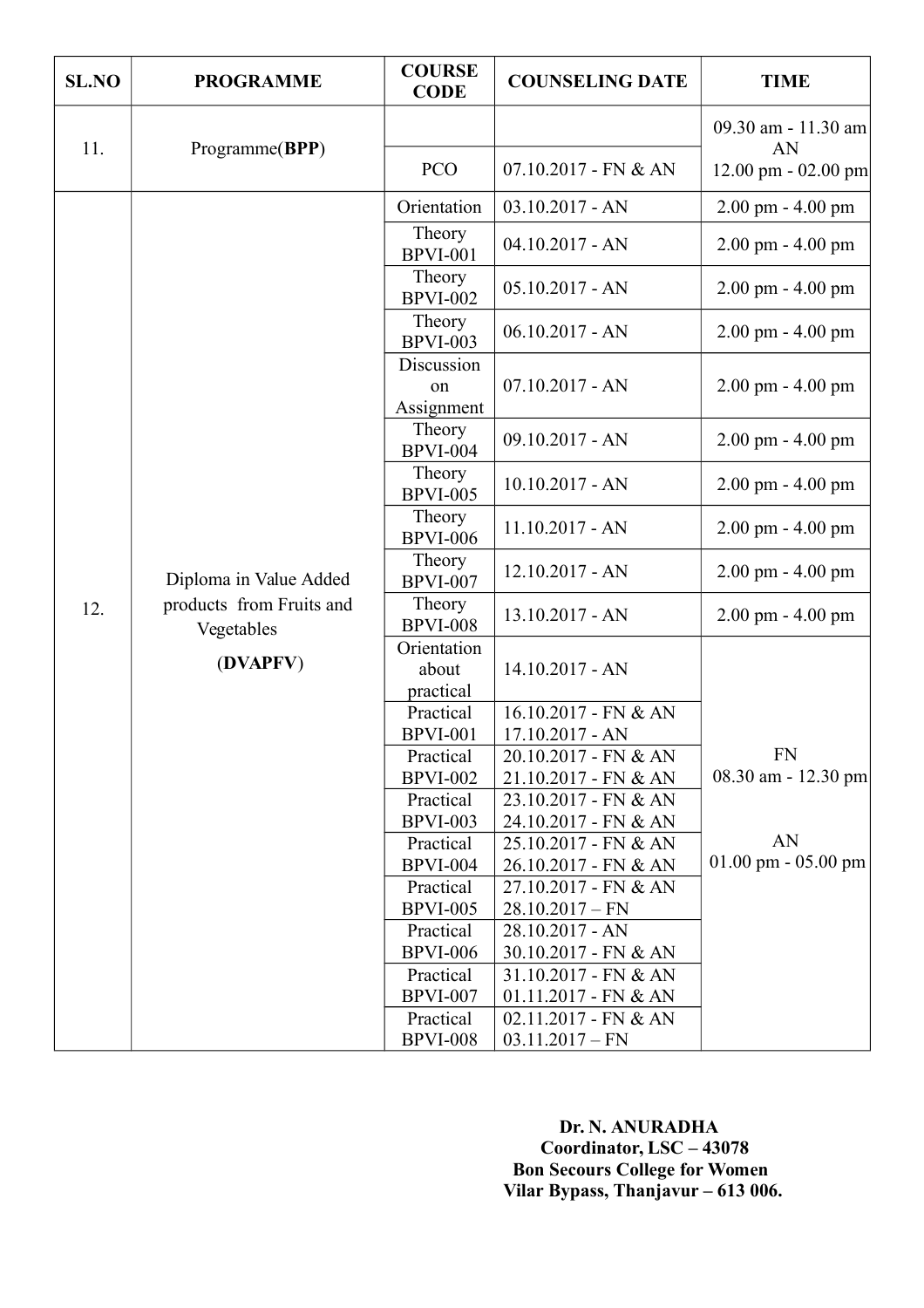| SL.NO | PROGRAMME | COURSE CODE | COUNSELING DATE | TIME |
|---|---|---|---|---|
| 11. | Programme(**BPP**) | | | 09.30 am - 11.30 am |
| | | PCO | 07.10.2017 - FN & AN | AN 12.00 pm - 02.00 pm |
| 12. | Diploma in Value Added products from Fruits and Vegetables (**DVAPFV**) | Orientation | 03.10.2017 - AN | 2.00 pm - 4.00 pm |
| | | Theory BPVI-001 | 04.10.2017 - AN | 2.00 pm - 4.00 pm |
| | | Theory BPVI-002 | 05.10.2017 - AN | 2.00 pm - 4.00 pm |
| | | Theory BPVI-003 | 06.10.2017 - AN | 2.00 pm - 4.00 pm |
| | | Discussion on Assignment | 07.10.2017 - AN | 2.00 pm - 4.00 pm |
| | | Theory BPVI-004 | 09.10.2017 - AN | 2.00 pm - 4.00 pm |
| | | Theory BPVI-005 | 10.10.2017 - AN | 2.00 pm - 4.00 pm |
| | | Theory BPVI-006 | 11.10.2017 - AN | 2.00 pm - 4.00 pm |
| | | Theory BPVI-007 | 12.10.2017 - AN | 2.00 pm - 4.00 pm |
| | | Theory BPVI-008 | 13.10.2017 - AN | 2.00 pm - 4.00 pm |
| | | Orientation about practical | 14.10.2017 - AN | FN 08.30 am - 12.30 pm AN 01.00 pm - 05.00 pm |
| | | Practical BPVI-001 | 16.10.2017 - FN & AN 17.10.2017 - AN | |
| | | Practical BPVI-002 | 20.10.2017 - FN & AN 21.10.2017 - FN & AN | |
| | | Practical BPVI-003 | 23.10.2017 - FN & AN 24.10.2017 - FN & AN | |
| | | Practical BPVI-004 | 25.10.2017 - FN & AN 26.10.2017 - FN & AN | |
| | | Practical BPVI-005 | 27.10.2017 - FN & AN 28.10.2017 – FN | |
| | | Practical BPVI-006 | 28.10.2017 - AN 30.10.2017 - FN & AN | |
| | | Practical BPVI-007 | 31.10.2017 - FN & AN 01.11.2017 - FN & AN | |
| | | Practical BPVI-008 | 02.11.2017 - FN & AN 03.11.2017 – FN | |

**Dr. N. ANURADHA**
**Coordinator, LSC – 43078**
**Bon Secours College for Women**
**Vilar Bypass, Thanjavur – 613 006.**